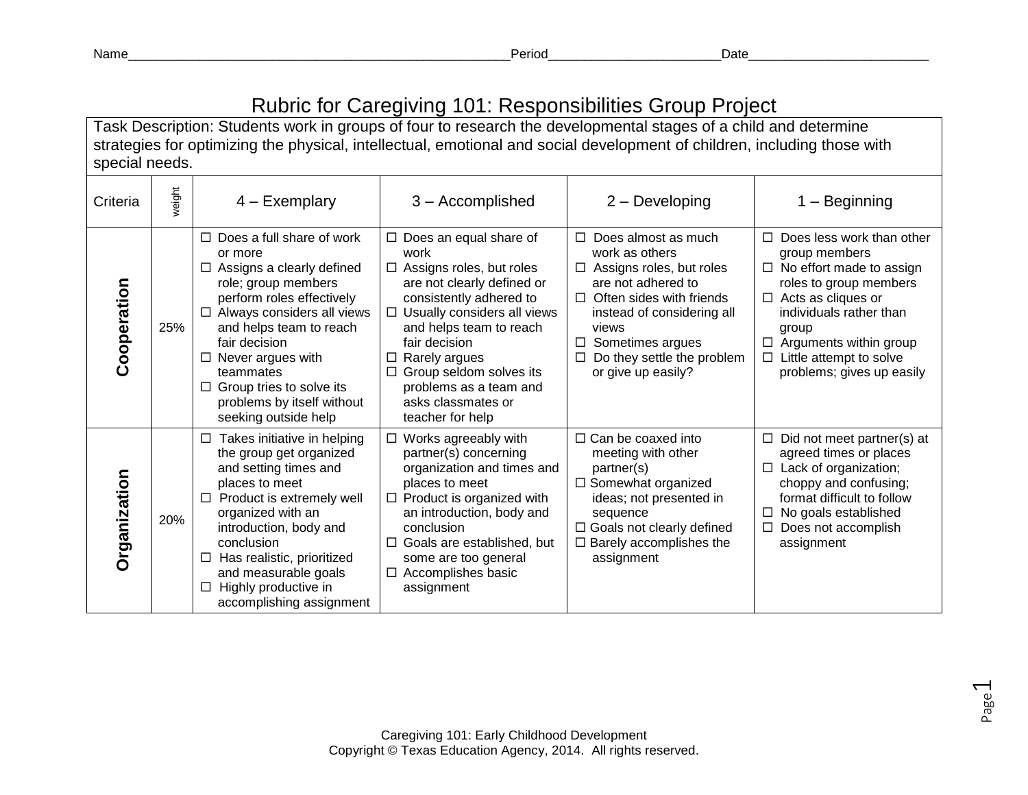Name_______________________________________________Period_____________________Date______________________

# Rubric for Caregiving 101: Responsibilities Group Project

Task Description: Students work in groups of four to research the developmental stages of a child and determine strategies for optimizing the physical, intellectual, emotional and social development of children, including those with special needs.

| Criteria | weight | 4 – Exemplary | 3 – Accomplished | 2 – Developing | 1 – Beginning |
|---|---|---|---|---|---|
| **Cooperation** | 25% | ☐ Does a full share of work or more<br>☐ Assigns a clearly defined role; group members perform roles effectively<br>☐ Always considers all views and helps team to reach fair decision<br>☐ Never argues with teammates<br>☐ Group tries to solve its problems by itself without seeking outside help | ☐ Does an equal share of work<br>☐ Assigns roles, but roles are not clearly defined or consistently adhered to<br>☐ Usually considers all views and helps team to reach fair decision<br>☐ Rarely argues<br>☐ Group seldom solves its problems as a team and asks classmates or teacher for help | ☐ Does almost as much work as others<br>☐ Assigns roles, but roles are not adhered to<br>☐ Often sides with friends instead of considering all views<br>☐ Sometimes argues<br>☐ Do they settle the problem or give up easily? | ☐ Does less work than other group members<br>☐ No effort made to assign roles to group members<br>☐ Acts as cliques or individuals rather than group<br>☐ Arguments within group<br>☐ Little attempt to solve problems; gives up easily |
| **Organization** | 20% | ☐ Takes initiative in helping the group get organized and setting times and places to meet<br>☐ Product is extremely well organized with an introduction, body and conclusion<br>☐ Has realistic, prioritized and measurable goals<br>☐ Highly productive in accomplishing assignment | ☐ Works agreeably with partner(s) concerning organization and times and places to meet<br>☐ Product is organized with an introduction, body and conclusion<br>☐ Goals are established, but some are too general<br>☐ Accomplishes basic assignment | ☐ Can be coaxed into meeting with other partner(s)<br>☐ Somewhat organized ideas; not presented in sequence<br>☐ Goals not clearly defined<br>☐ Barely accomplishes the assignment | ☐ Did not meet partner(s) at agreed times or places<br>☐ Lack of organization; choppy and confusing; format difficult to follow<br>☐ No goals established<br>☐ Does not accomplish assignment |

Caregiving 101: Early Childhood Development
Copyright © Texas Education Agency, 2014. All rights reserved.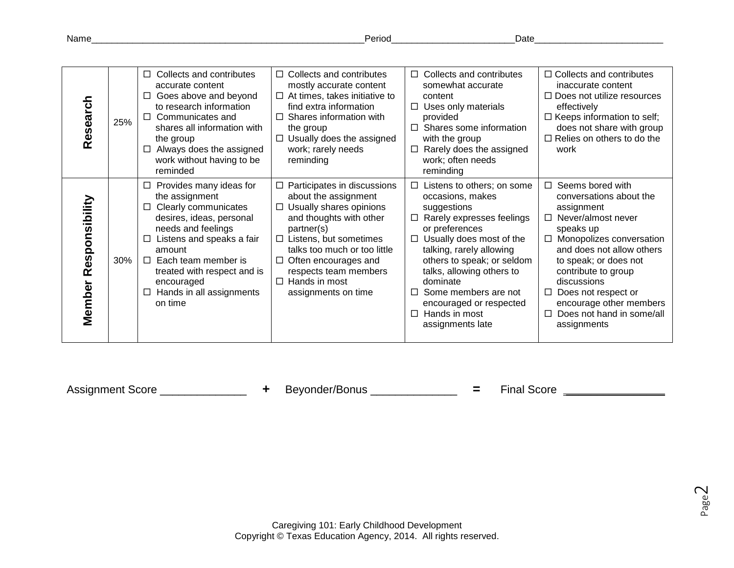Name______________________________________________________Period________________________Date_________________________

| | | | | | |
|---|---|---|---|---|---|
| **Research** | 25% | ☐ Collects and contributes accurate content<br>☐ Goes above and beyond to research information<br>☐ Communicates and shares all information with the group<br>☐ Always does the assigned work without having to be reminded | ☐ Collects and contributes mostly accurate content<br>☐ At times, takes initiative to find extra information<br>☐ Shares information with the group<br>☐ Usually does the assigned work; rarely needs reminding | ☐ Collects and contributes somewhat accurate content<br>☐ Uses only materials provided<br>☐ Shares some information with the group<br>☐ Rarely does the assigned work; often needs reminding | ☐ Collects and contributes inaccurate content<br>☐ Does not utilize resources effectively<br>☐ Keeps information to self; does not share with group<br>☐ Relies on others to do the work |
| **Member Responsibility** | 30% | ☐ Provides many ideas for the assignment<br>☐ Clearly communicates desires, ideas, personal needs and feelings<br>☐ Listens and speaks a fair amount<br>☐ Each team member is treated with respect and is encouraged<br>☐ Hands in all assignments on time | ☐ Participates in discussions about the assignment<br>☐ Usually shares opinions and thoughts with other partner(s)<br>☐ Listens, but sometimes talks too much or too little<br>☐ Often encourages and respects team members<br>☐ Hands in most assignments on time | ☐ Listens to others; on some occasions, makes suggestions<br>☐ Rarely expresses feelings or preferences<br>☐ Usually does most of the talking, rarely allowing others to speak; or seldom talks, allowing others to dominate<br>☐ Some members are not encouraged or respected<br>☐ Hands in most assignments late | ☐ Seems bored with conversations about the assignment<br>☐ Never/almost never speaks up<br>☐ Monopolizes conversation and does not allow others to speak; or does not contribute to group discussions<br>☐ Does not respect or encourage other members<br>☐ Does not hand in some/all assignments |

Assignment Score ______________ **+** Beyonder/Bonus ______________ **=** Final Score ________________

Caregiving 101: Early Childhood Development
Copyright © Texas Education Agency, 2014. All rights reserved.